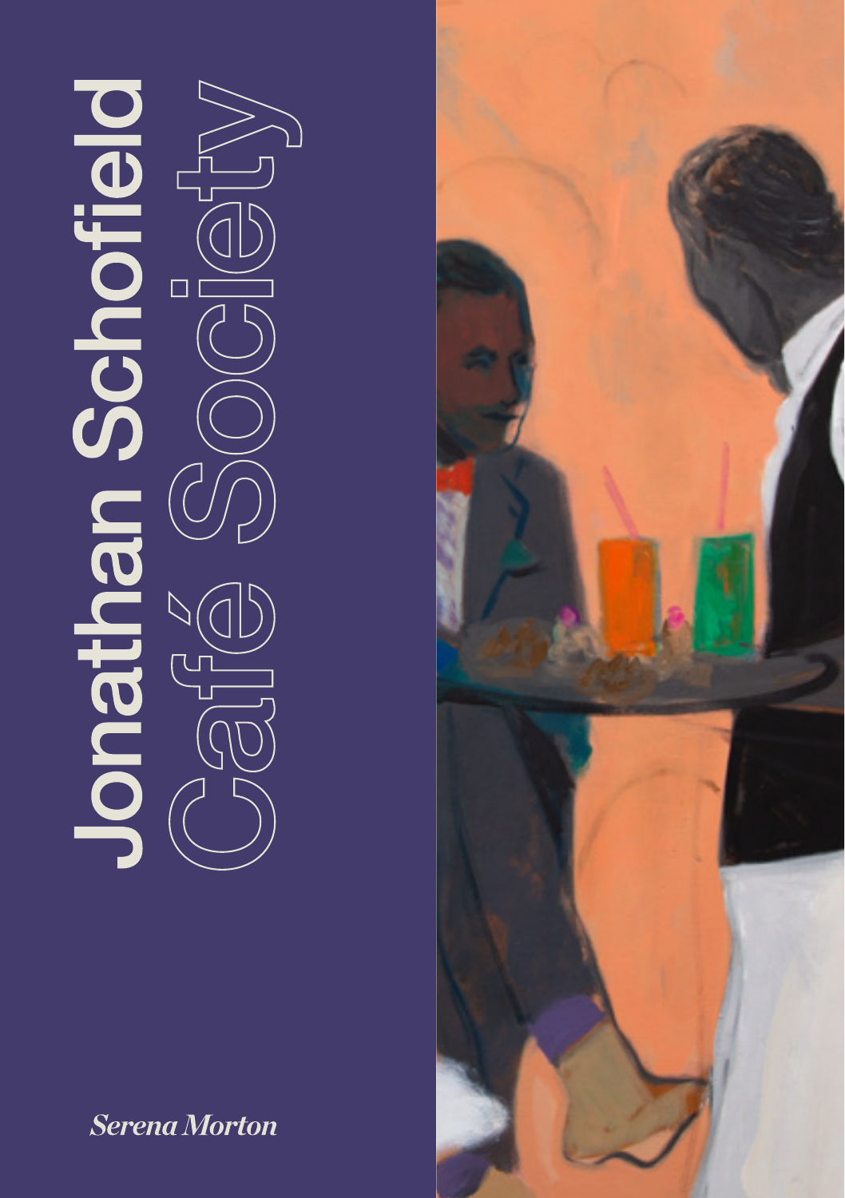# Jonathan Schofield

## Café Society

*Serena Morton*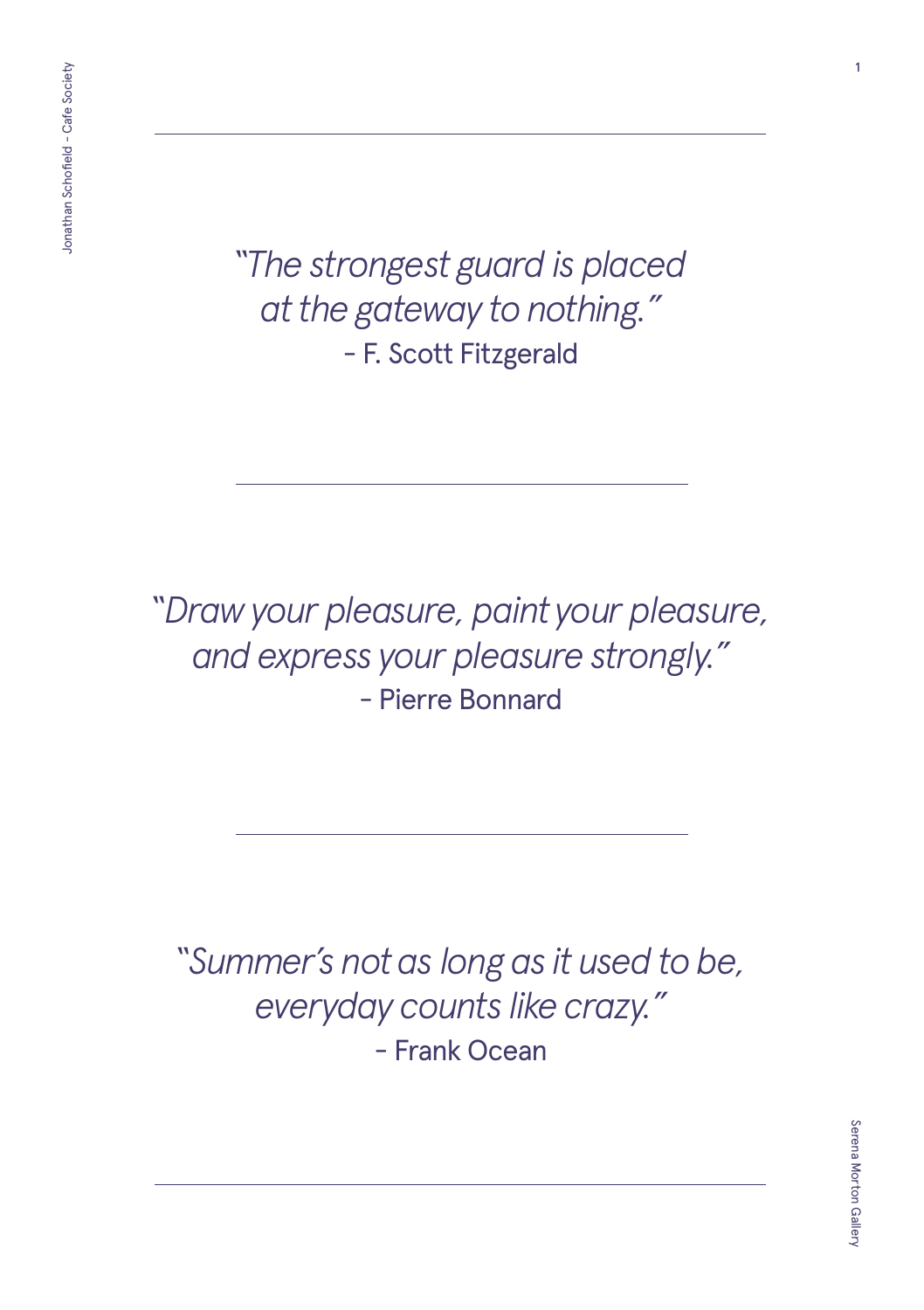---

*"The strongest guard is placed at the gateway to nothing."*
- F. Scott Fitzgerald

---

*"Draw your pleasure, paint your pleasure, and express your pleasure strongly."*
- Pierre Bonnard

---

*"Summer's not as long as it used to be, everyday counts like crazy."*
- Frank Ocean

---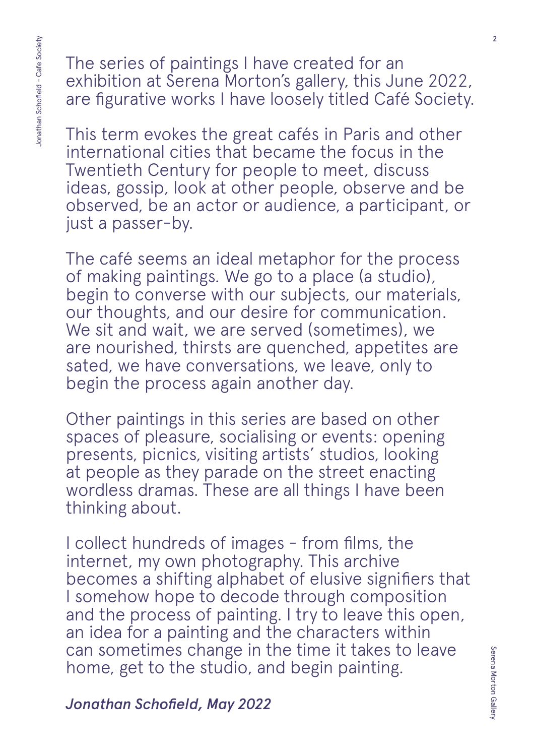The series of paintings I have created for an exhibition at Serena Morton's gallery, this June 2022, are figurative works I have loosely titled Café Society.

This term evokes the great cafés in Paris and other international cities that became the focus in the Twentieth Century for people to meet, discuss ideas, gossip, look at other people, observe and be observed, be an actor or audience, a participant, or just a passer-by.

The café seems an ideal metaphor for the process of making paintings. We go to a place (a studio), begin to converse with our subjects, our materials, our thoughts, and our desire for communication. We sit and wait, we are served (sometimes), we are nourished, thirsts are quenched, appetites are sated, we have conversations, we leave, only to begin the process again another day.

Other paintings in this series are based on other spaces of pleasure, socialising or events: opening presents, picnics, visiting artists' studios, looking at people as they parade on the street enacting wordless dramas. These are all things I have been thinking about.

I collect hundreds of images - from films, the internet, my own photography. This archive becomes a shifting alphabet of elusive signifiers that I somehow hope to decode through composition and the process of painting. I try to leave this open, an idea for a painting and the characters within can sometimes change in the time it takes to leave home, get to the studio, and begin painting.

***Jonathan Schofield, May 2022***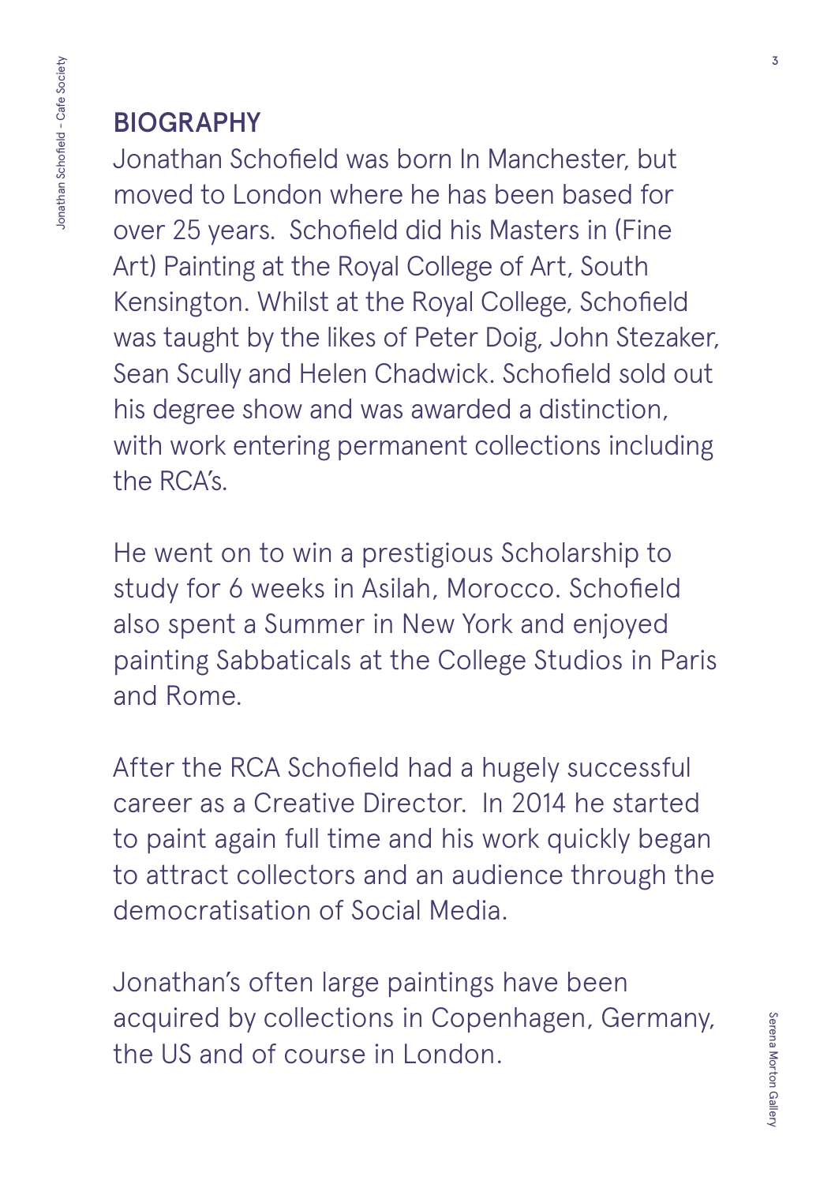## BIOGRAPHY

Jonathan Schofield was born In Manchester, but moved to London where he has been based for over 25 years. Schofield did his Masters in (Fine Art) Painting at the Royal College of Art, South Kensington. Whilst at the Royal College, Schofield was taught by the likes of Peter Doig, John Stezaker, Sean Scully and Helen Chadwick. Schofield sold out his degree show and was awarded a distinction, with work entering permanent collections including the RCA's.

He went on to win a prestigious Scholarship to study for 6 weeks in Asilah, Morocco. Schofield also spent a Summer in New York and enjoyed painting Sabbaticals at the College Studios in Paris and Rome.

After the RCA Schofield had a hugely successful career as a Creative Director. In 2014 he started to paint again full time and his work quickly began to attract collectors and an audience through the democratisation of Social Media.

Jonathan's often large paintings have been acquired by collections in Copenhagen, Germany, the US and of course in London.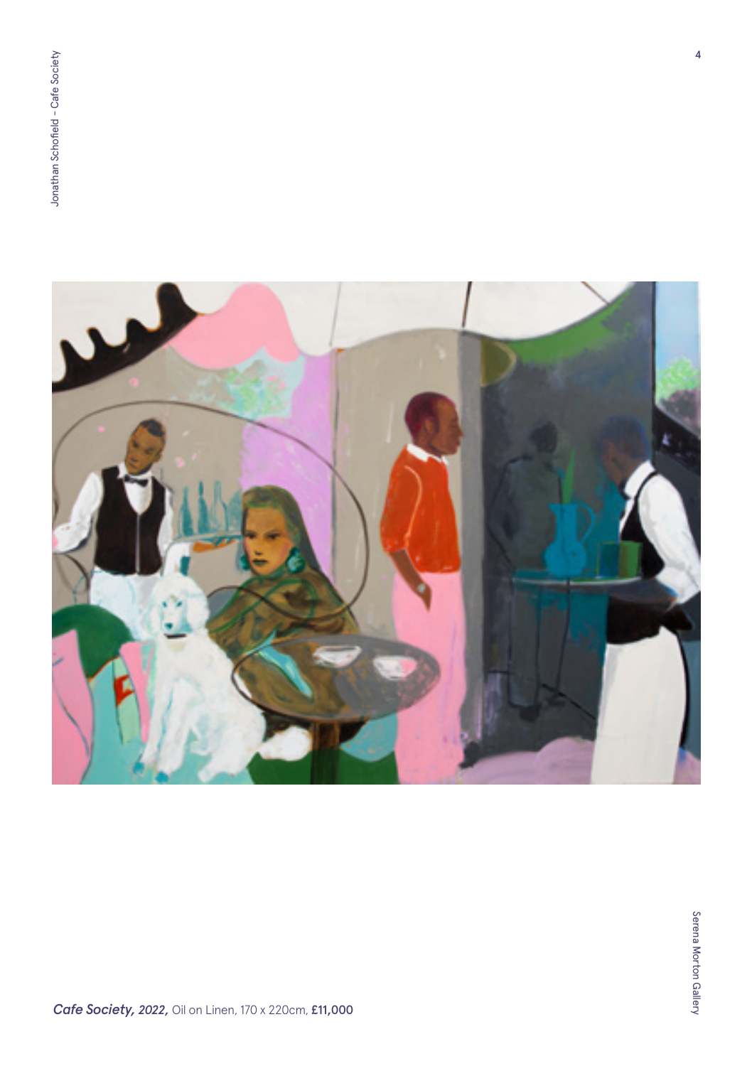***Cafe Society, 2022,*** Oil on Linen, 170 x 220cm, **£11,000**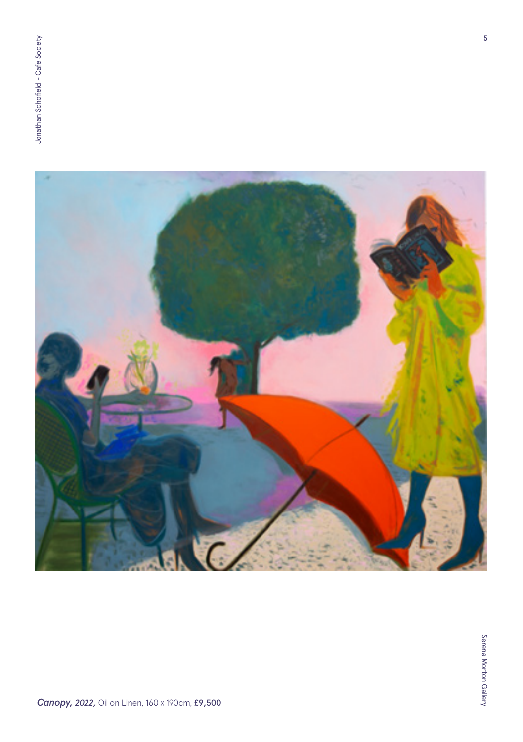***Canopy, 2022,*** Oil on Linen, 160 x 190cm, **£9,500**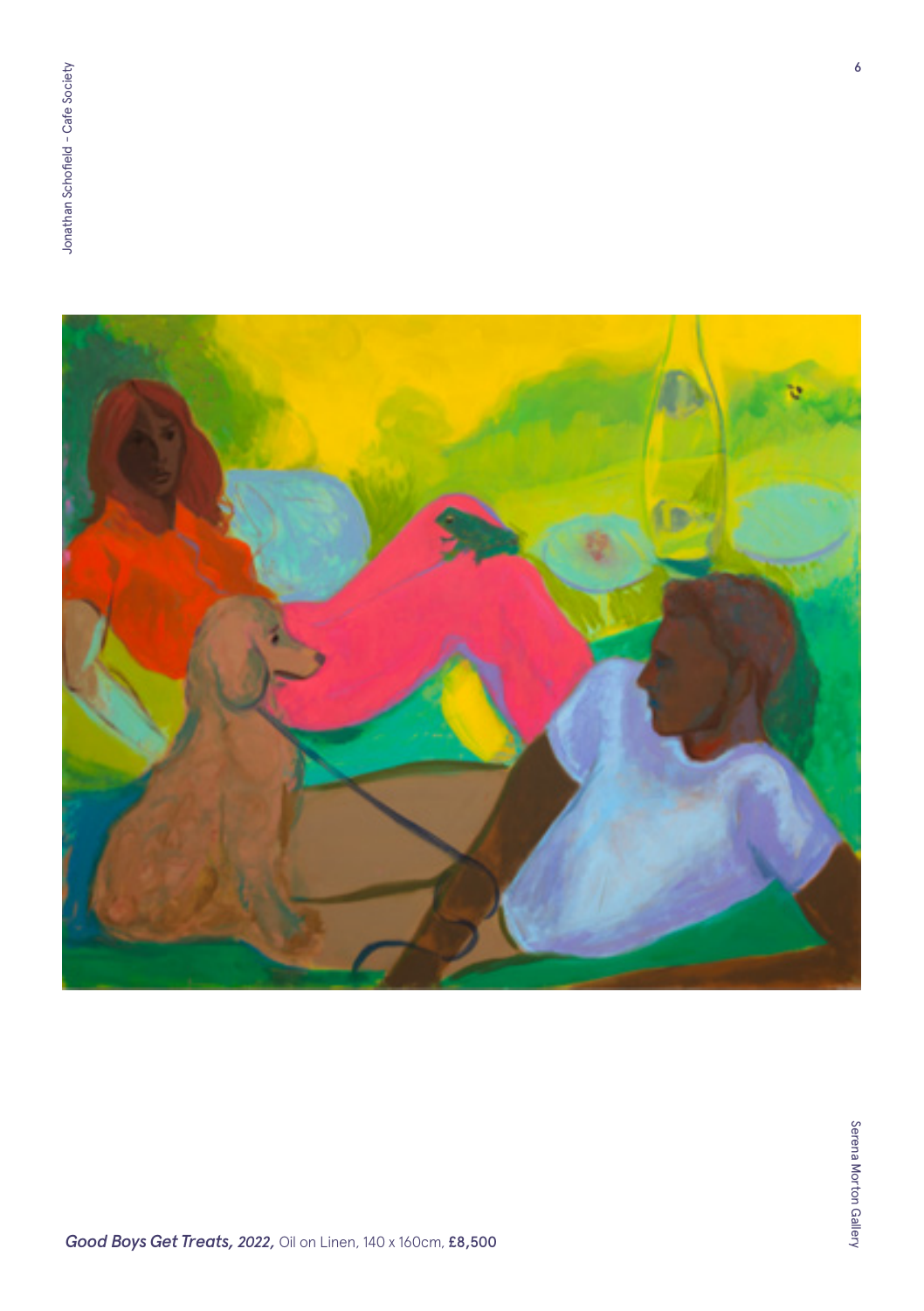***Good Boys Get Treats, 2022,*** Oil on Linen, 140 x 160cm, **£8,500**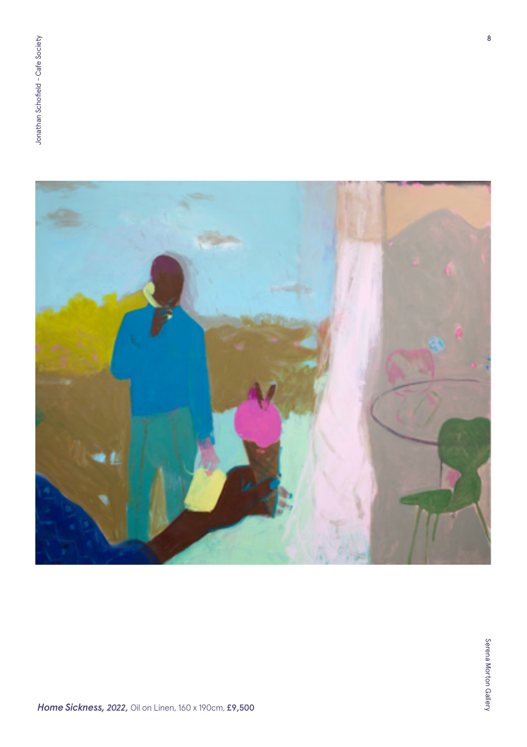***Home Sickness, 2022,*** Oil on Linen, 160 x 190cm, **£9,500**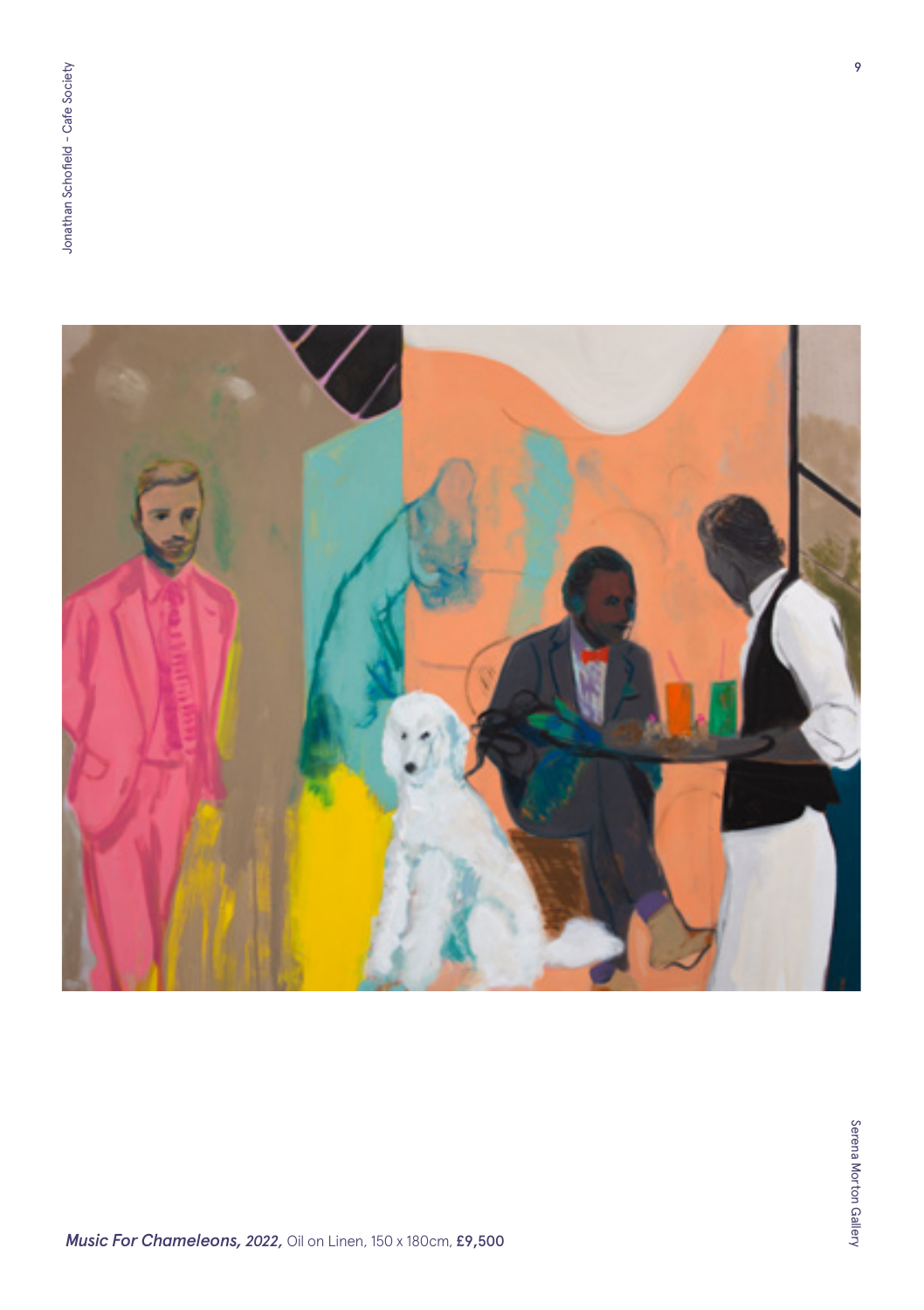***Music For Chameleons, 2022,*** Oil on Linen, 150 x 180cm, **£9,500**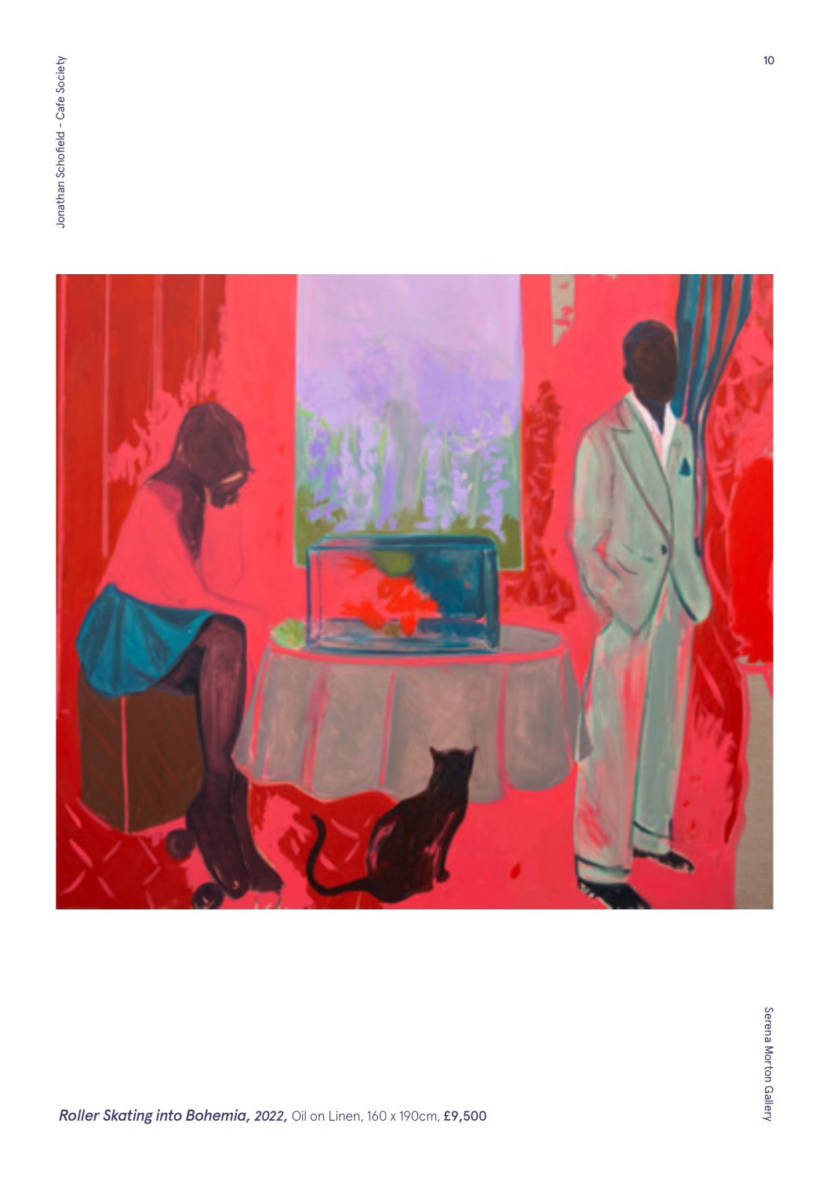***Roller Skating into Bohemia, 2022,*** Oil on Linen, 160 x 190cm, **£9,500**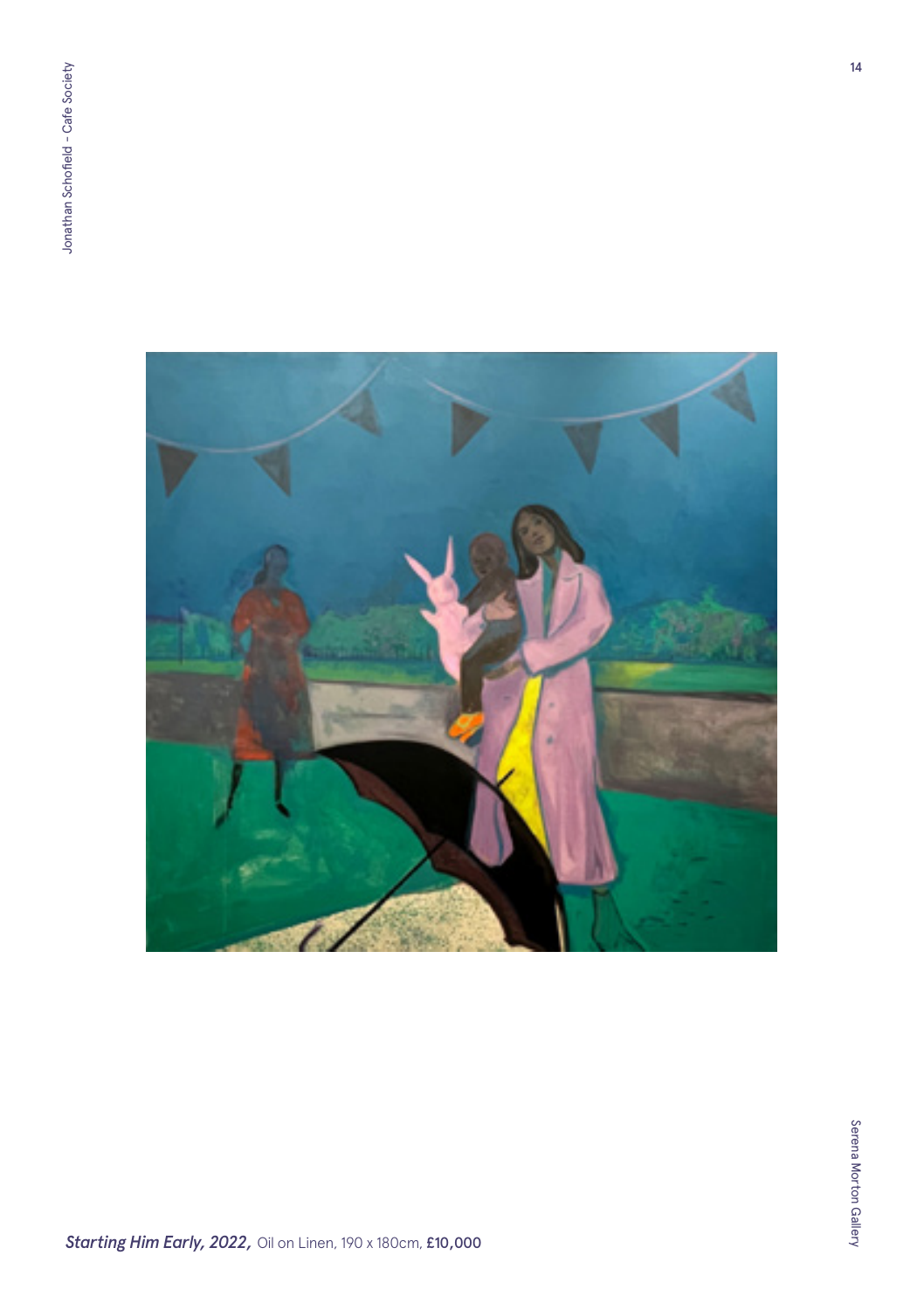***Starting Him Early, 2022,*** Oil on Linen, 190 x 180cm, **£10,000**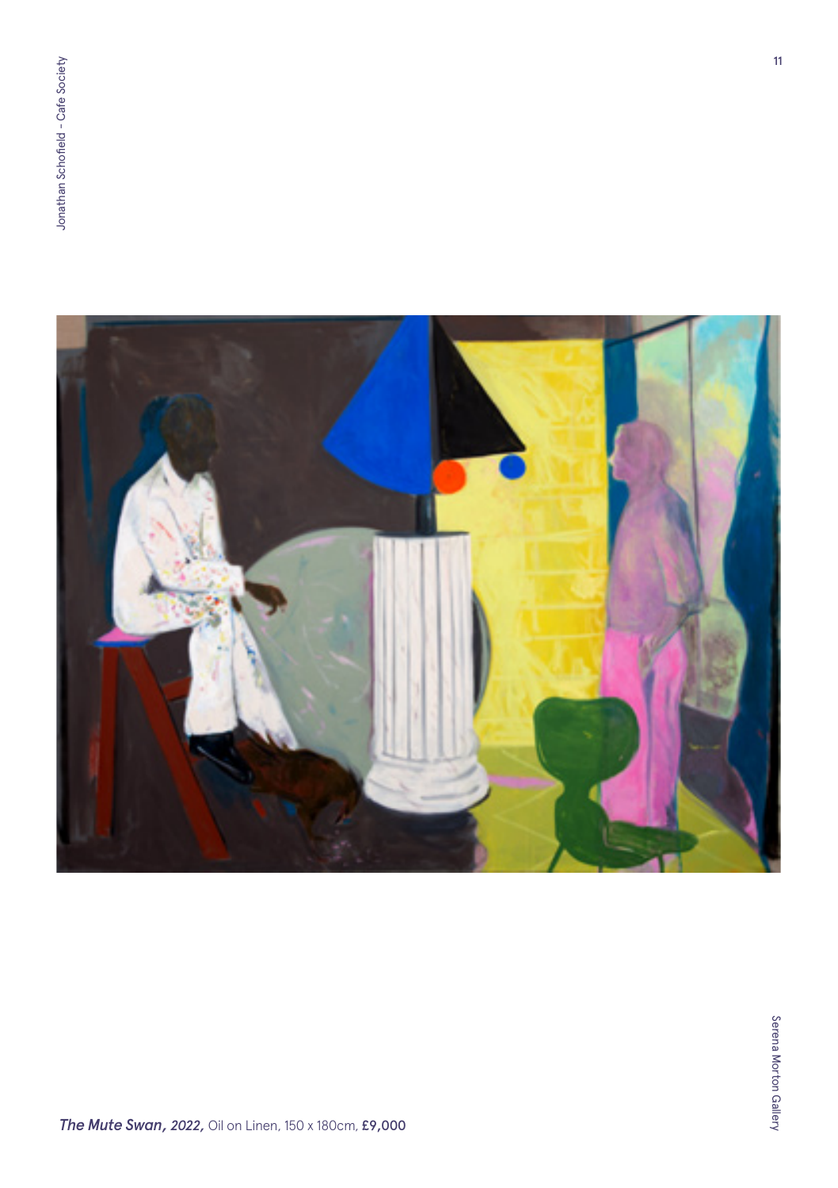***The Mute Swan, 2022,*** Oil on Linen, 150 x 180cm, **£9,000**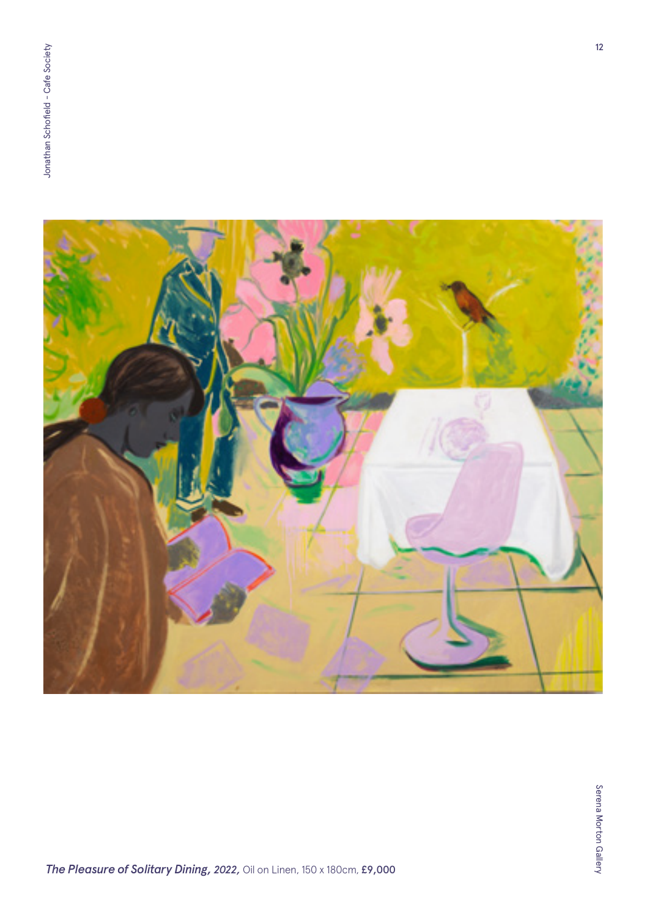***The Pleasure of Solitary Dining, 2022,*** Oil on Linen, 150 x 180cm, **£9,000**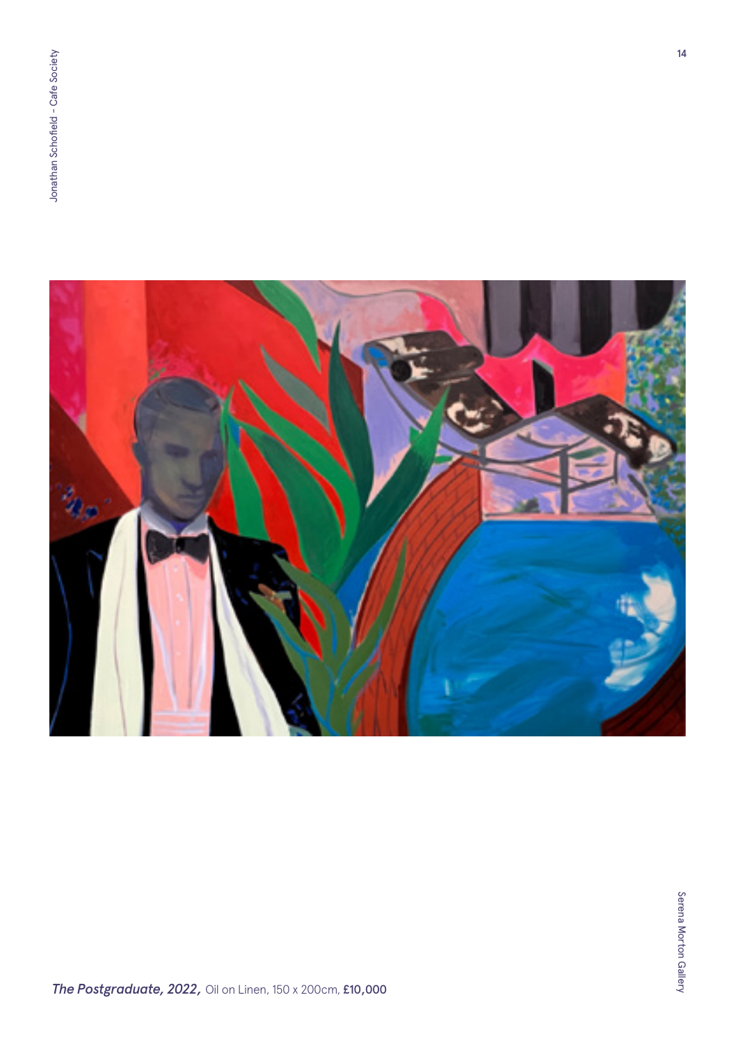***The Postgraduate, 2022,*** Oil on Linen, 150 x 200cm, **£10,000**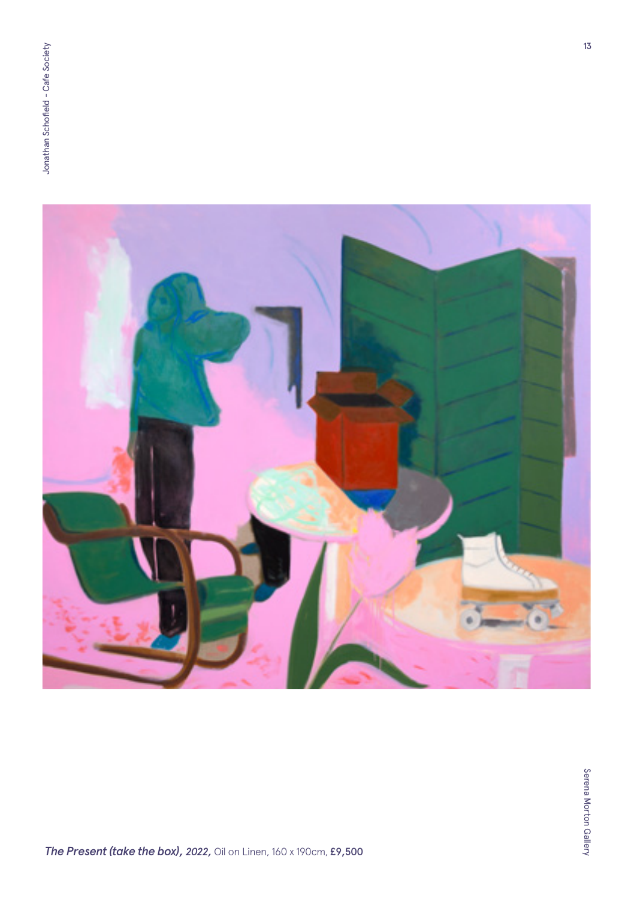***The Present (take the box), 2022,*** Oil on Linen, 160 x 190cm, **£9,500**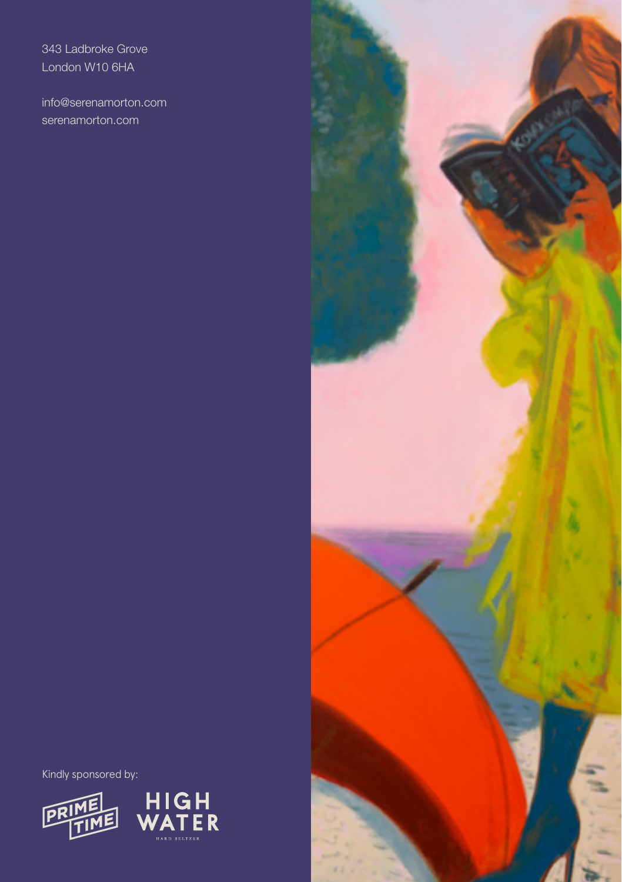343 Ladbroke Grove
London W10 6HA

info@serenamorton.com
serenamorton.com

Kindly sponsored by:

PRIME TIME

HIGH WATER
HARD SELTZER